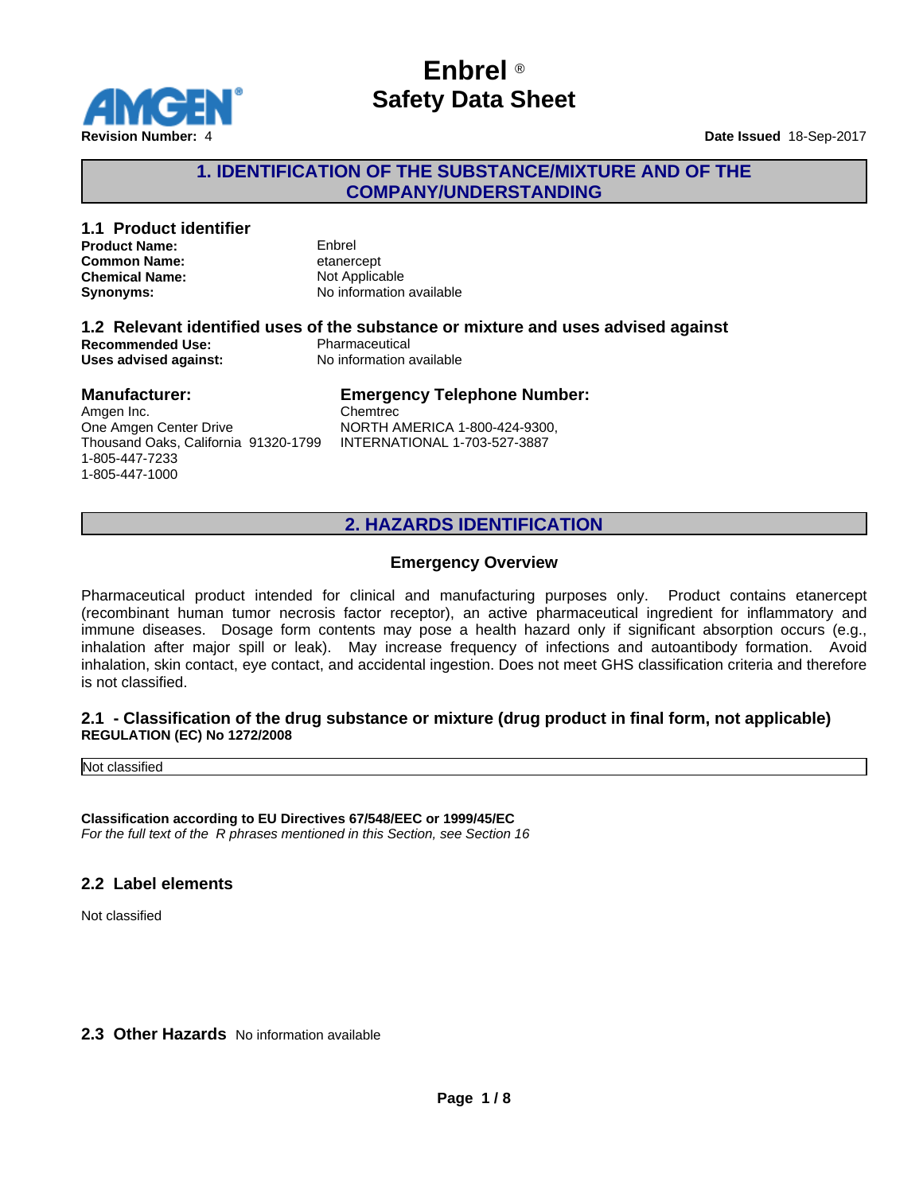# Enbrel ®
# Safety Data Sheet

**Revision Number:** 4

**Date Issued** 18-Sep-2017

## 1. IDENTIFICATION OF THE SUBSTANCE/MIXTURE AND OF THE COMPANY/UNDERSTANDING

### 1.1 Product identifier

**Product Name:** Enbrel
**Common Name:** etanercept
**Chemical Name:** Not Applicable
**Synonyms:** No information available

### 1.2 Relevant identified uses of the substance or mixture and uses advised against

**Recommended Use:** Pharmaceutical
**Uses advised against:** No information available

### Manufacturer:

Amgen Inc.
One Amgen Center Drive
Thousand Oaks, California 91320-1799
1-805-447-7233
1-805-447-1000

### Emergency Telephone Number:

Chemtrec
NORTH AMERICA 1-800-424-9300,
INTERNATIONAL 1-703-527-3887

## 2. HAZARDS IDENTIFICATION

### Emergency Overview

Pharmaceutical product intended for clinical and manufacturing purposes only. Product contains etanercept (recombinant human tumor necrosis factor receptor), an active pharmaceutical ingredient for inflammatory and immune diseases. Dosage form contents may pose a health hazard only if significant absorption occurs (e.g., inhalation after major spill or leak). May increase frequency of infections and autoantibody formation. Avoid inhalation, skin contact, eye contact, and accidental ingestion. Does not meet GHS classification criteria and therefore is not classified.

### 2.1 - Classification of the drug substance or mixture (drug product in final form, not applicable)

**REGULATION (EC) No 1272/2008**

| Not classified |
|---|

**Classification according to EU Directives 67/548/EEC or 1999/45/EC**

*For the full text of the R phrases mentioned in this Section, see Section 16*

### 2.2 Label elements

Not classified

### 2.3 Other Hazards

No information available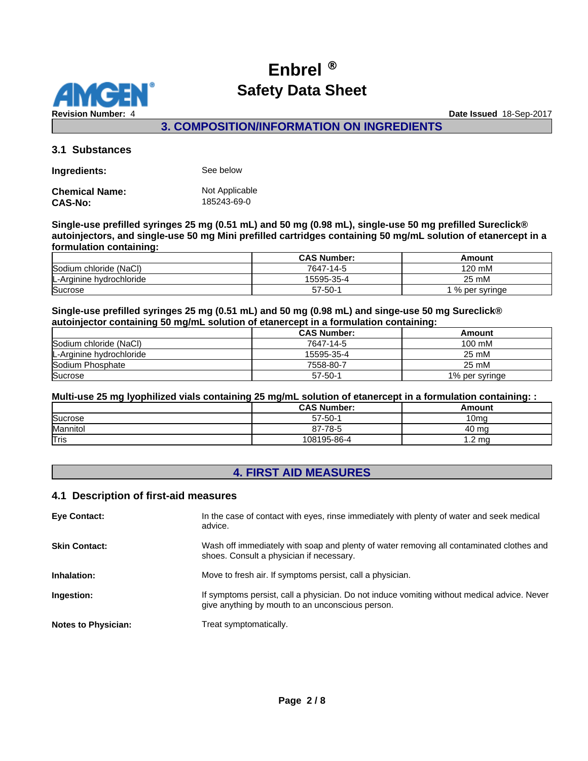## 3. COMPOSITION/INFORMATION ON INGREDIENTS

### 3.1 Substances

**Ingredients:** See below

**Chemical Name:** Not Applicable
**CAS-No:** 185243-69-0

**Single-use prefilled syringes 25 mg (0.51 mL) and 50 mg (0.98 mL), single-use 50 mg prefilled Sureclick® autoinjectors, and single-use 50 mg Mini prefilled cartridges containing 50 mg/mL solution of etanercept in a formulation containing:**

| | CAS Number: | Amount |
|---|---|---|
| Sodium chloride (NaCl) | 7647-14-5 | 120 mM |
| L-Arginine hydrochloride | 15595-35-4 | 25 mM |
| Sucrose | 57-50-1 | 1 % per syringe |

**Single-use prefilled syringes 25 mg (0.51 mL) and 50 mg (0.98 mL) and singe-use 50 mg Sureclick® autoinjector containing 50 mg/mL solution of etanercept in a formulation containing:**

| | CAS Number: | Amount |
|---|---|---|
| Sodium chloride (NaCl) | 7647-14-5 | 100 mM |
| L-Arginine hydrochloride | 15595-35-4 | 25 mM |
| Sodium Phosphate | 7558-80-7 | 25 mM |
| Sucrose | 57-50-1 | 1% per syringe |

**Multi-use 25 mg lyophilized vials containing 25 mg/mL solution of etanercept in a formulation containing: :**

| | CAS Number: | Amount |
|---|---|---|
| Sucrose | 57-50-1 | 10mg |
| Mannitol | 87-78-5 | 40 mg |
| Tris | 108195-86-4 | 1.2 mg |

## 4. FIRST AID MEASURES

### 4.1 Description of first-aid measures

**Eye Contact:** In the case of contact with eyes, rinse immediately with plenty of water and seek medical advice.

**Skin Contact:** Wash off immediately with soap and plenty of water removing all contaminated clothes and shoes. Consult a physician if necessary.

**Inhalation:** Move to fresh air. If symptoms persist, call a physician.

**Ingestion:** If symptoms persist, call a physician. Do not induce vomiting without medical advice. Never give anything by mouth to an unconscious person.

**Notes to Physician:** Treat symptomatically.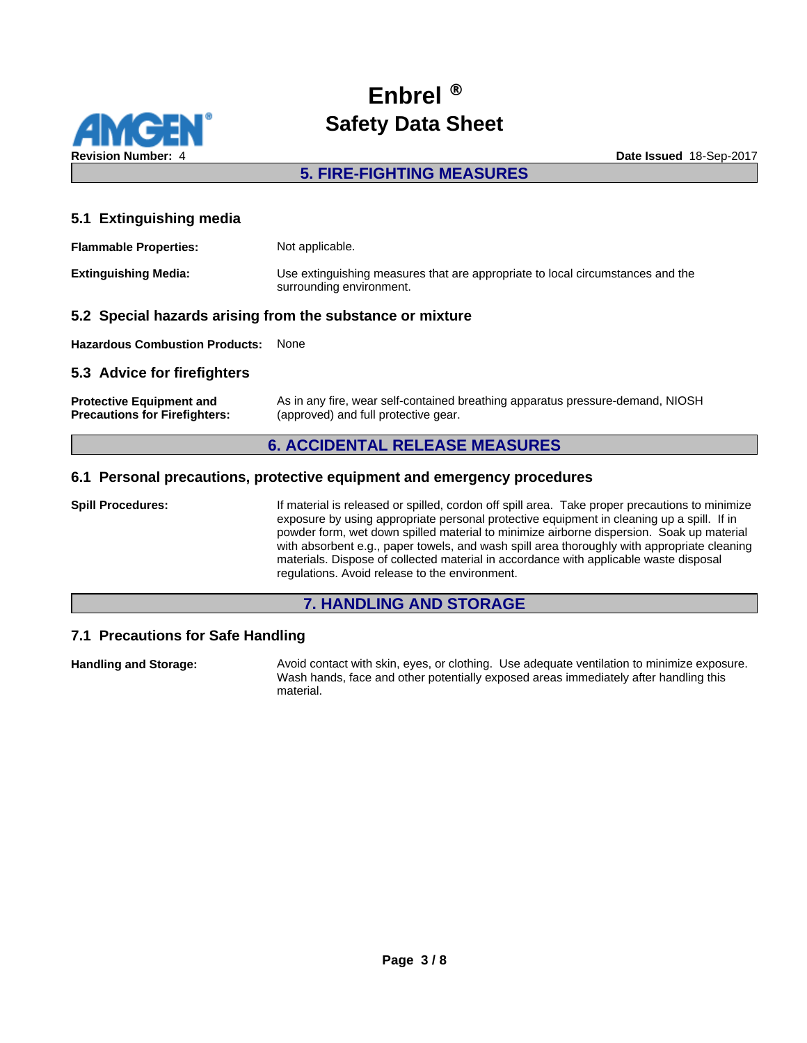## 5. FIRE-FIGHTING MEASURES

### 5.1 Extinguishing media

**Flammable Properties:** Not applicable.

**Extinguishing Media:** Use extinguishing measures that are appropriate to local circumstances and the surrounding environment.

### 5.2 Special hazards arising from the substance or mixture

**Hazardous Combustion Products:** None

### 5.3 Advice for firefighters

**Protective Equipment and Precautions for Firefighters:** As in any fire, wear self-contained breathing apparatus pressure-demand, NIOSH (approved) and full protective gear.

## 6. ACCIDENTAL RELEASE MEASURES

### 6.1 Personal precautions, protective equipment and emergency procedures

**Spill Procedures:** If material is released or spilled, cordon off spill area. Take proper precautions to minimize exposure by using appropriate personal protective equipment in cleaning up a spill. If in powder form, wet down spilled material to minimize airborne dispersion. Soak up material with absorbent e.g., paper towels, and wash spill area thoroughly with appropriate cleaning materials. Dispose of collected material in accordance with applicable waste disposal regulations. Avoid release to the environment.

## 7. HANDLING AND STORAGE

### 7.1 Precautions for Safe Handling

**Handling and Storage:** Avoid contact with skin, eyes, or clothing. Use adequate ventilation to minimize exposure. Wash hands, face and other potentially exposed areas immediately after handling this material.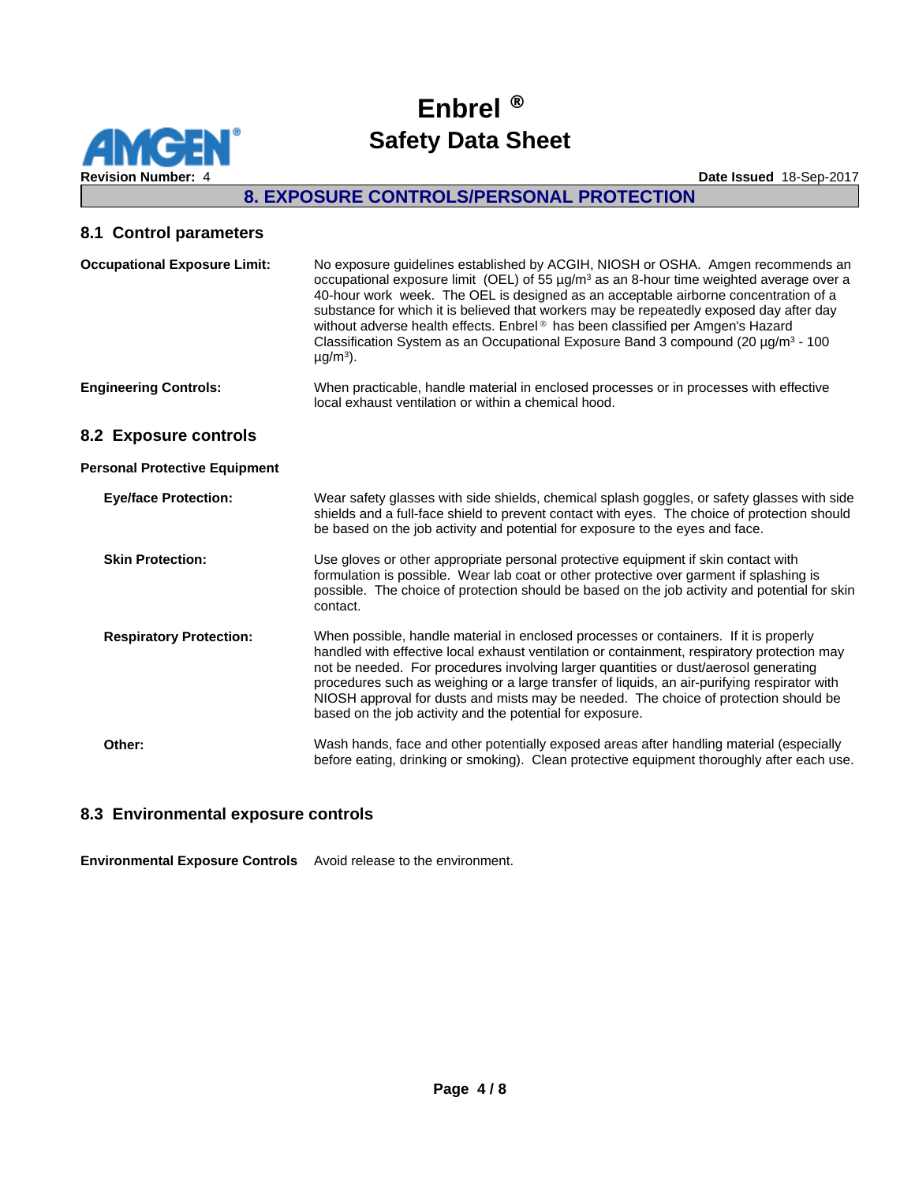## 8. EXPOSURE CONTROLS/PERSONAL PROTECTION

### 8.1 Control parameters

**Occupational Exposure Limit:** No exposure guidelines established by ACGIH, NIOSH or OSHA. Amgen recommends an occupational exposure limit (OEL) of 55 µg/m³ as an 8-hour time weighted average over a 40-hour work week. The OEL is designed as an acceptable airborne concentration of a substance for which it is believed that workers may be repeatedly exposed day after day without adverse health effects. Enbrel® has been classified per Amgen's Hazard Classification System as an Occupational Exposure Band 3 compound (20 µg/m³ - 100 µg/m³).

**Engineering Controls:** When practicable, handle material in enclosed processes or in processes with effective local exhaust ventilation or within a chemical hood.

### 8.2 Exposure controls

**Personal Protective Equipment**

**Eye/face Protection:** Wear safety glasses with side shields, chemical splash goggles, or safety glasses with side shields and a full-face shield to prevent contact with eyes. The choice of protection should be based on the job activity and potential for exposure to the eyes and face.

**Skin Protection:** Use gloves or other appropriate personal protective equipment if skin contact with formulation is possible. Wear lab coat or other protective over garment if splashing is possible. The choice of protection should be based on the job activity and potential for skin contact.

**Respiratory Protection:** When possible, handle material in enclosed processes or containers. If it is properly handled with effective local exhaust ventilation or containment, respiratory protection may not be needed. For procedures involving larger quantities or dust/aerosol generating procedures such as weighing or a large transfer of liquids, an air-purifying respirator with NIOSH approval for dusts and mists may be needed. The choice of protection should be based on the job activity and the potential for exposure.

**Other:** Wash hands, face and other potentially exposed areas after handling material (especially before eating, drinking or smoking). Clean protective equipment thoroughly after each use.

### 8.3 Environmental exposure controls

**Environmental Exposure Controls** Avoid release to the environment.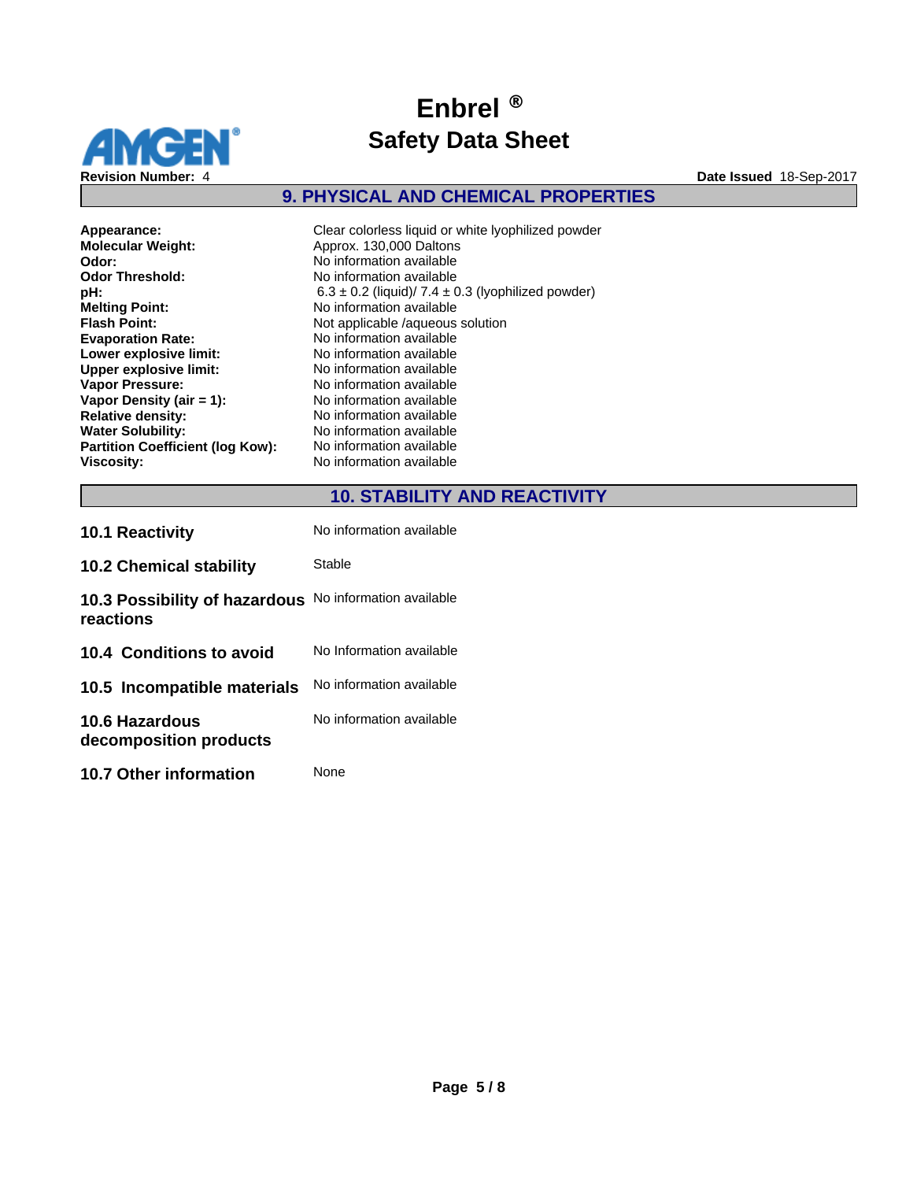## 9. PHYSICAL AND CHEMICAL PROPERTIES

| | |
|---|---|
| **Appearance:** | Clear colorless liquid or white lyophilized powder |
| **Molecular Weight:** | Approx. 130,000 Daltons |
| **Odor:** | No information available |
| **Odor Threshold:** | No information available |
| **pH:** | 6.3 ± 0.2 (liquid)/ 7.4 ± 0.3 (lyophilized powder) |
| **Melting Point:** | No information available |
| **Flash Point:** | Not applicable /aqueous solution |
| **Evaporation Rate:** | No information available |
| **Lower explosive limit:** | No information available |
| **Upper explosive limit:** | No information available |
| **Vapor Pressure:** | No information available |
| **Vapor Density (air = 1):** | No information available |
| **Relative density:** | No information available |
| **Water Solubility:** | No information available |
| **Partition Coefficient (log Kow):** | No information available |
| **Viscosity:** | No information available |

## 10. STABILITY AND REACTIVITY

| | |
|---|---|
| **10.1 Reactivity** | No information available |
| **10.2 Chemical stability** | Stable |
| **10.3 Possibility of hazardous reactions** | No information available |
| **10.4 Conditions to avoid** | No Information available |
| **10.5 Incompatible materials** | No information available |
| **10.6 Hazardous decomposition products** | No information available |
| **10.7 Other information** | None |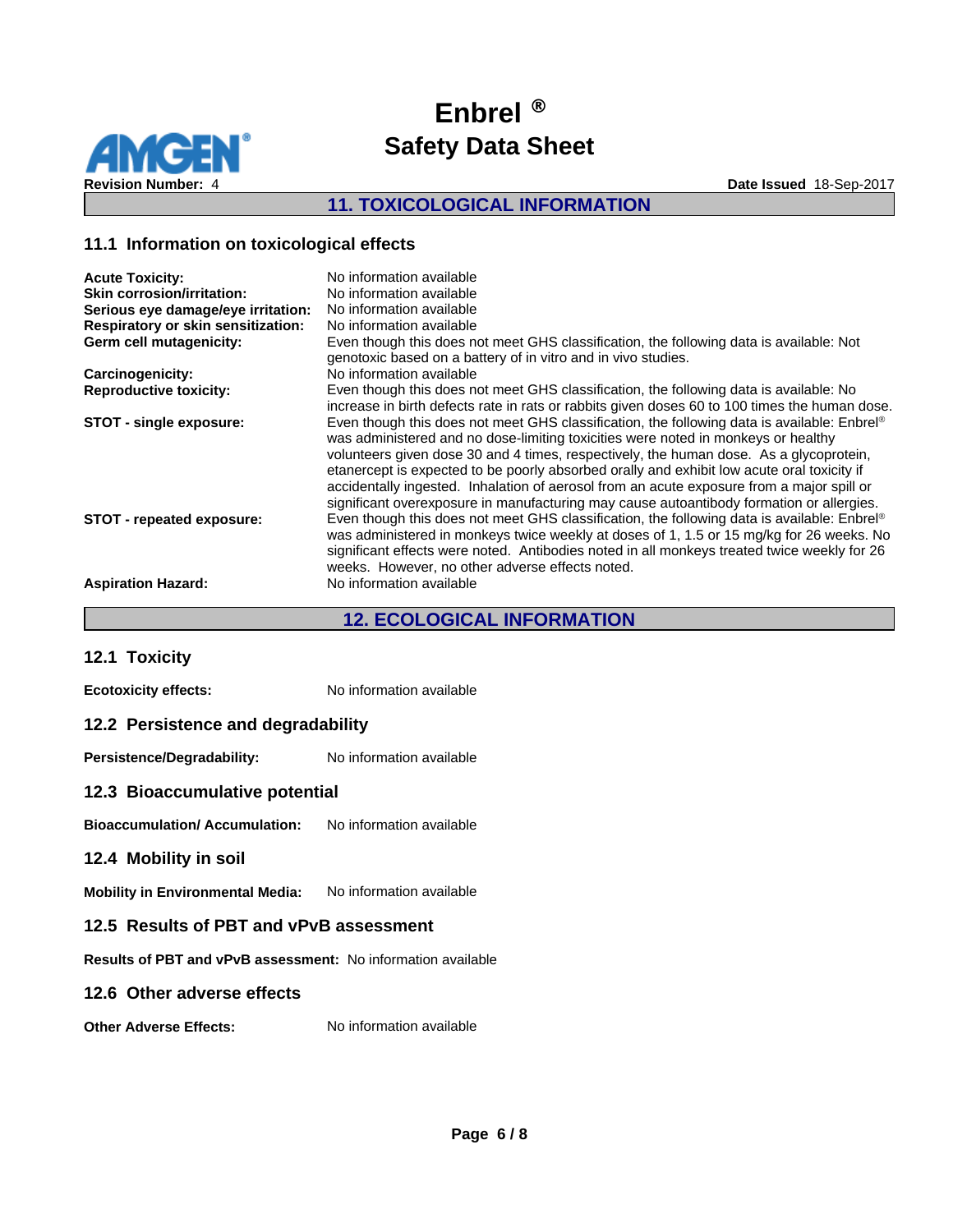## 11. TOXICOLOGICAL INFORMATION

### 11.1 Information on toxicological effects

**Acute Toxicity:** No information available

**Skin corrosion/irritation:** No information available

**Serious eye damage/eye irritation:** No information available

**Respiratory or skin sensitization:** No information available

**Germ cell mutagenicity:** Even though this does not meet GHS classification, the following data is available: Not genotoxic based on a battery of in vitro and in vivo studies.

**Carcinogenicity:** No information available

**Reproductive toxicity:** Even though this does not meet GHS classification, the following data is available: No increase in birth defects rate in rats or rabbits given doses 60 to 100 times the human dose.

**STOT - single exposure:** Even though this does not meet GHS classification, the following data is available: Enbrel® was administered and no dose-limiting toxicities were noted in monkeys or healthy volunteers given dose 30 and 4 times, respectively, the human dose. As a glycoprotein, etanercept is expected to be poorly absorbed orally and exhibit low acute oral toxicity if accidentally ingested. Inhalation of aerosol from an acute exposure from a major spill or significant overexposure in manufacturing may cause autoantibody formation or allergies.

**STOT - repeated exposure:** Even though this does not meet GHS classification, the following data is available: Enbrel® was administered in monkeys twice weekly at doses of 1, 1.5 or 15 mg/kg for 26 weeks. No significant effects were noted. Antibodies noted in all monkeys treated twice weekly for 26 weeks. However, no other adverse effects noted.

**Aspiration Hazard:** No information available

## 12. ECOLOGICAL INFORMATION

### 12.1 Toxicity

**Ecotoxicity effects:** No information available

### 12.2 Persistence and degradability

**Persistence/Degradability:** No information available

### 12.3 Bioaccumulative potential

**Bioaccumulation/ Accumulation:** No information available

### 12.4 Mobility in soil

**Mobility in Environmental Media:** No information available

### 12.5 Results of PBT and vPvB assessment

**Results of PBT and vPvB assessment:** No information available

### 12.6 Other adverse effects

**Other Adverse Effects:** No information available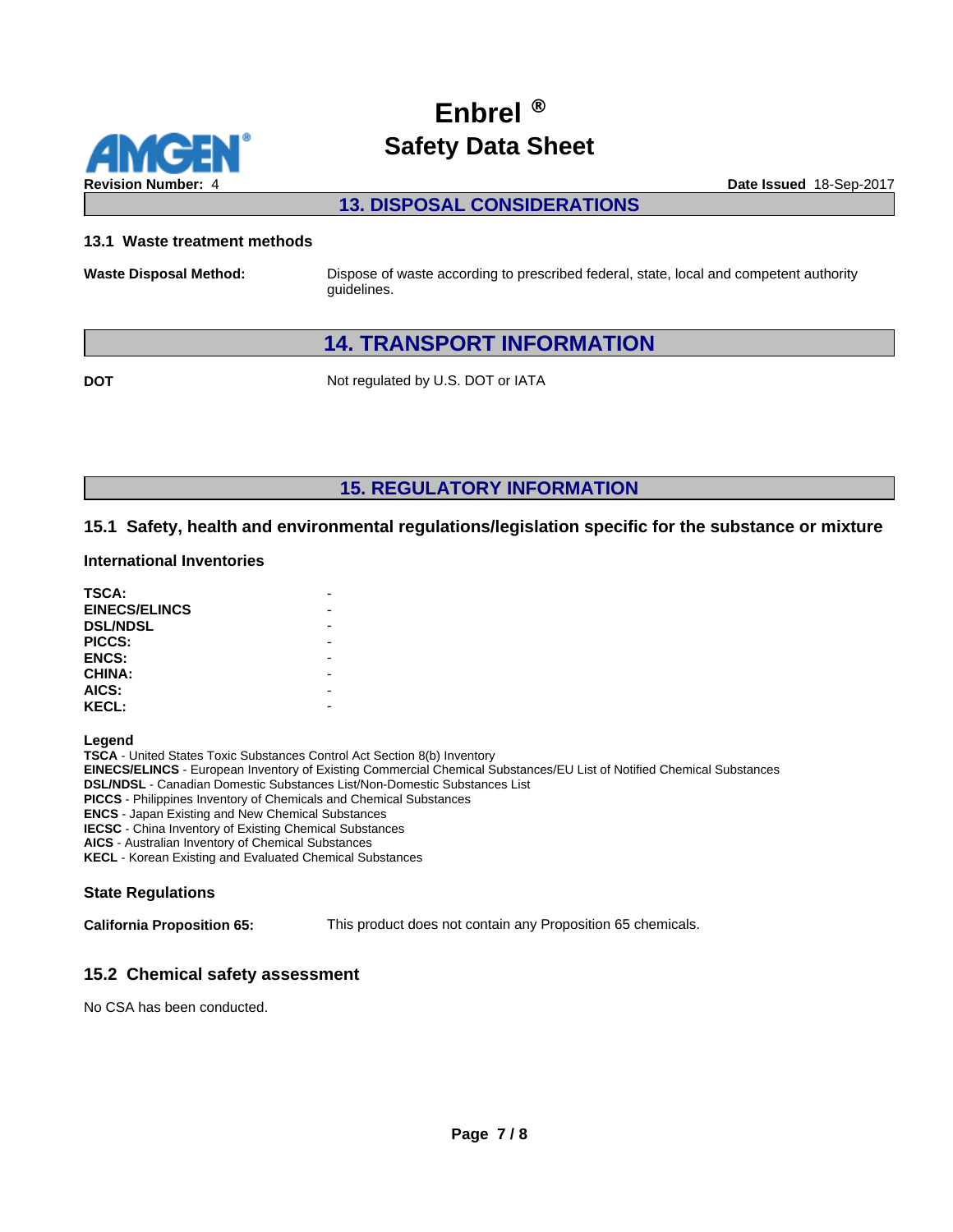## 13. DISPOSAL CONSIDERATIONS

### 13.1 Waste treatment methods

**Waste Disposal Method:** Dispose of waste according to prescribed federal, state, local and competent authority guidelines.

## 14. TRANSPORT INFORMATION

**DOT** Not regulated by U.S. DOT or IATA

## 15. REGULATORY INFORMATION

### 15.1 Safety, health and environmental regulations/legislation specific for the substance or mixture

**International Inventories**

| | |
|---|---|
| **TSCA:** | - |
| **EINECS/ELINCS** | - |
| **DSL/NDSL** | - |
| **PICCS:** | - |
| **ENCS:** | - |
| **CHINA:** | - |
| **AICS:** | - |
| **KECL:** | - |

**Legend**
**TSCA** - United States Toxic Substances Control Act Section 8(b) Inventory
**EINECS/ELINCS** - European Inventory of Existing Commercial Chemical Substances/EU List of Notified Chemical Substances
**DSL/NDSL** - Canadian Domestic Substances List/Non-Domestic Substances List
**PICCS** - Philippines Inventory of Chemicals and Chemical Substances
**ENCS** - Japan Existing and New Chemical Substances
**IECSC** - China Inventory of Existing Chemical Substances
**AICS** - Australian Inventory of Chemical Substances
**KECL** - Korean Existing and Evaluated Chemical Substances

**State Regulations**

**California Proposition 65:** This product does not contain any Proposition 65 chemicals.

### 15.2 Chemical safety assessment

No CSA has been conducted.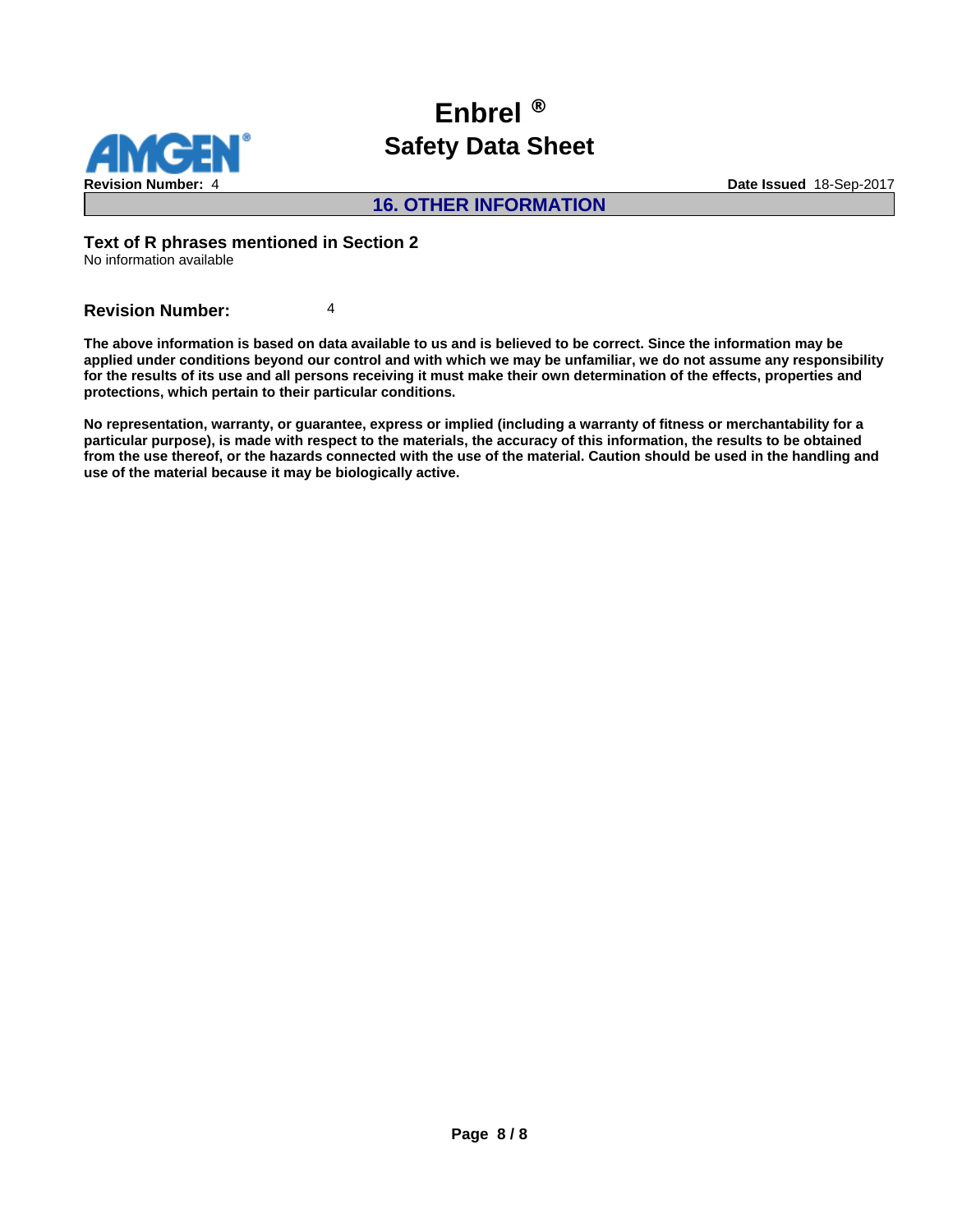## 16. OTHER INFORMATION

### Text of R phrases mentioned in Section 2

No information available

**Revision Number:** 4

**The above information is based on data available to us and is believed to be correct. Since the information may be applied under conditions beyond our control and with which we may be unfamiliar, we do not assume any responsibility for the results of its use and all persons receiving it must make their own determination of the effects, properties and protections, which pertain to their particular conditions.**

**No representation, warranty, or guarantee, express or implied (including a warranty of fitness or merchantability for a particular purpose), is made with respect to the materials, the accuracy of this information, the results to be obtained from the use thereof, or the hazards connected with the use of the material. Caution should be used in the handling and use of the material because it may be biologically active.**